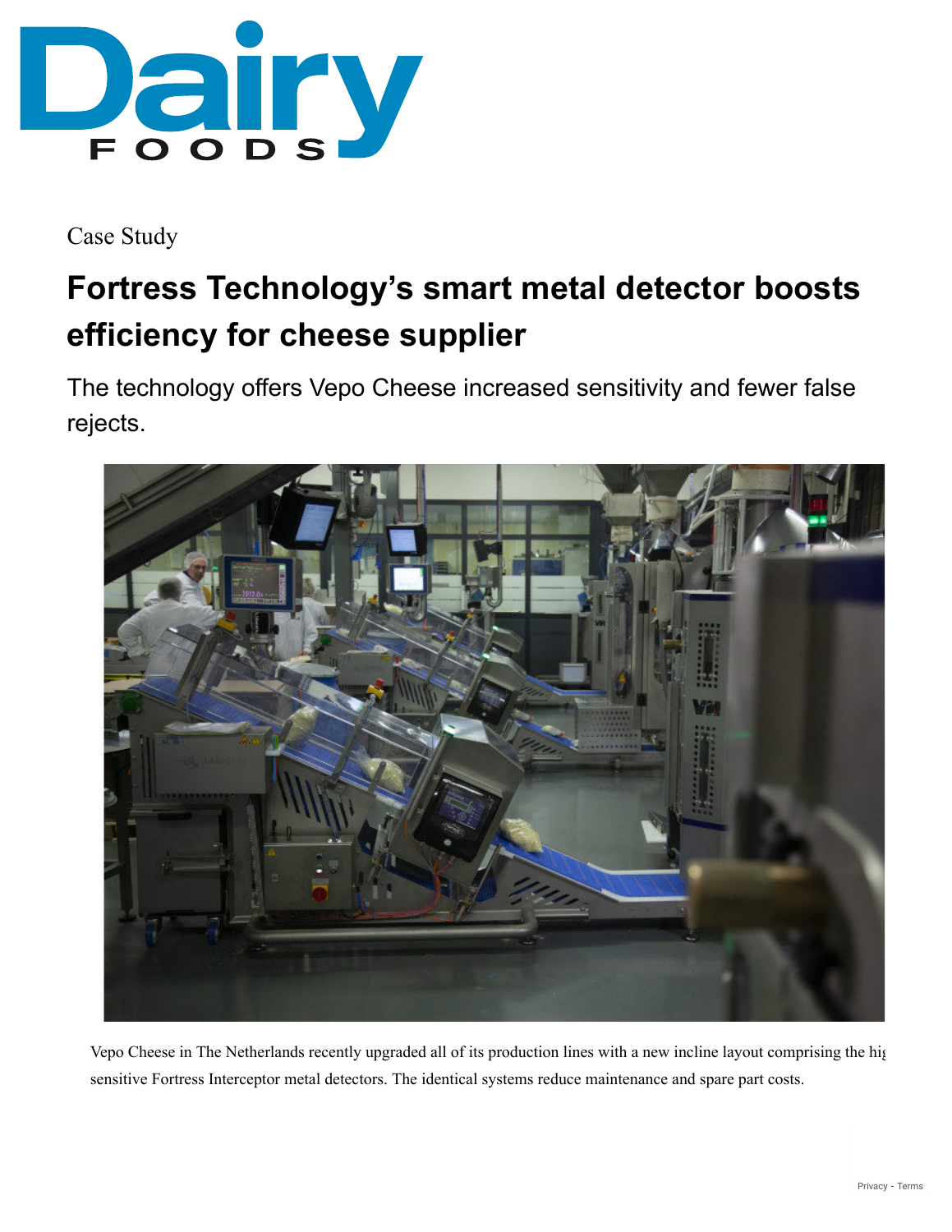Case Study

# Fortress Technology's smart metal detector boosts efficiency for cheese supplier

The technology offers Vepo Cheese increased sensitivity and fewer false rejects.

Vepo Cheese in The Netherlands recently upgraded all of its production lines with a new incline layout comprising the hig sensitive Fortress Interceptor metal detectors. The identical systems reduce maintenance and spare part costs.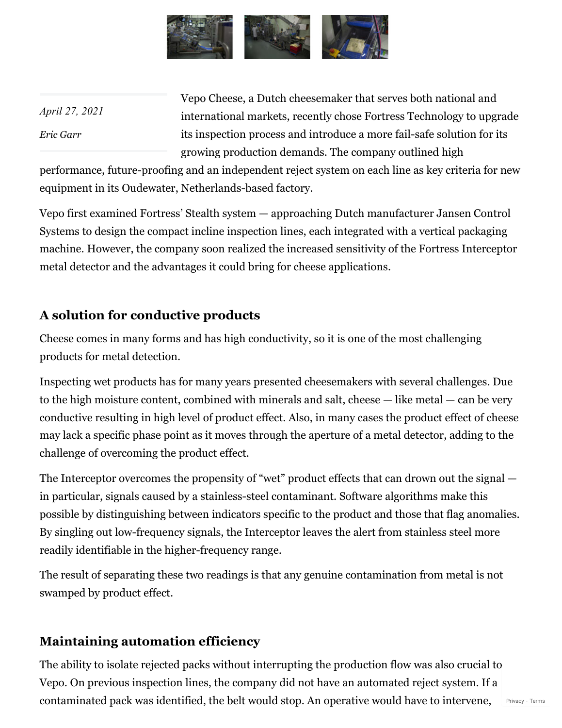*April 27, 2021*

*Eric Garr*

Vepo Cheese, a Dutch cheesemaker that serves both national and international markets, recently chose Fortress Technology to upgrade its inspection process and introduce a more fail-safe solution for its growing production demands. The company outlined high performance, future-proofing and an independent reject system on each line as key criteria for new equipment in its Oudewater, Netherlands-based factory.

Vepo first examined Fortress' Stealth system — approaching Dutch manufacturer Jansen Control Systems to design the compact incline inspection lines, each integrated with a vertical packaging machine. However, the company soon realized the increased sensitivity of the Fortress Interceptor metal detector and the advantages it could bring for cheese applications.

## A solution for conductive products

Cheese comes in many forms and has high conductivity, so it is one of the most challenging products for metal detection.

Inspecting wet products has for many years presented cheesemakers with several challenges. Due to the high moisture content, combined with minerals and salt, cheese — like metal — can be very conductive resulting in high level of product effect. Also, in many cases the product effect of cheese may lack a specific phase point as it moves through the aperture of a metal detector, adding to the challenge of overcoming the product effect.

The Interceptor overcomes the propensity of "wet" product effects that can drown out the signal — in particular, signals caused by a stainless-steel contaminant. Software algorithms make this possible by distinguishing between indicators specific to the product and those that flag anomalies. By singling out low-frequency signals, the Interceptor leaves the alert from stainless steel more readily identifiable in the higher-frequency range.

The result of separating these two readings is that any genuine contamination from metal is not swamped by product effect.

## Maintaining automation efficiency

The ability to isolate rejected packs without interrupting the production flow was also crucial to Vepo. On previous inspection lines, the company did not have an automated reject system. If a contaminated pack was identified, the belt would stop. An operative would have to intervene,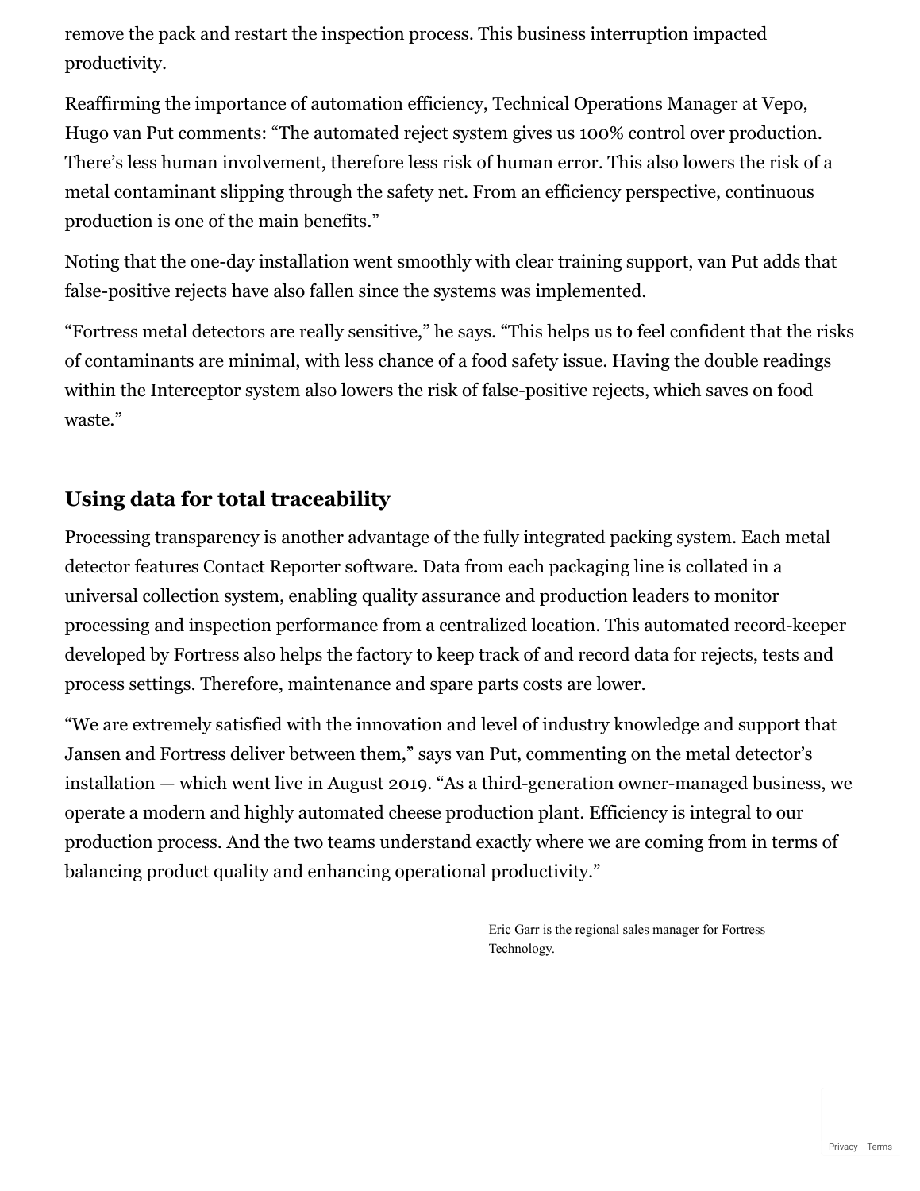remove the pack and restart the inspection process. This business interruption impacted productivity.

Reaffirming the importance of automation efficiency, Technical Operations Manager at Vepo, Hugo van Put comments: "The automated reject system gives us 100% control over production. There's less human involvement, therefore less risk of human error. This also lowers the risk of a metal contaminant slipping through the safety net. From an efficiency perspective, continuous production is one of the main benefits."

Noting that the one-day installation went smoothly with clear training support, van Put adds that false-positive rejects have also fallen since the systems was implemented.

"Fortress metal detectors are really sensitive," he says. "This helps us to feel confident that the risks of contaminants are minimal, with less chance of a food safety issue. Having the double readings within the Interceptor system also lowers the risk of false-positive rejects, which saves on food waste."

## Using data for total traceability

Processing transparency is another advantage of the fully integrated packing system. Each metal detector features Contact Reporter software. Data from each packaging line is collated in a universal collection system, enabling quality assurance and production leaders to monitor processing and inspection performance from a centralized location. This automated record-keeper developed by Fortress also helps the factory to keep track of and record data for rejects, tests and process settings. Therefore, maintenance and spare parts costs are lower.

"We are extremely satisfied with the innovation and level of industry knowledge and support that Jansen and Fortress deliver between them," says van Put, commenting on the metal detector's installation — which went live in August 2019. "As a third-generation owner-managed business, we operate a modern and highly automated cheese production plant. Efficiency is integral to our production process. And the two teams understand exactly where we are coming from in terms of balancing product quality and enhancing operational productivity."

Eric Garr is the regional sales manager for Fortress Technology.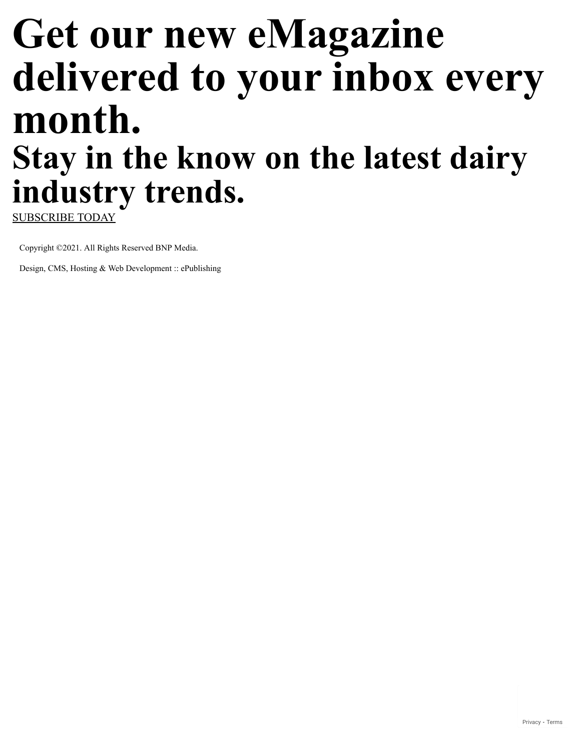# Get our new eMagazine delivered to your inbox every month.

## Stay in the know on the latest dairy industry trends.

SUBSCRIBE TODAY

Copyright ©2021. All Rights Reserved BNP Media.

Design, CMS, Hosting & Web Development :: ePublishing

Privacy - Terms